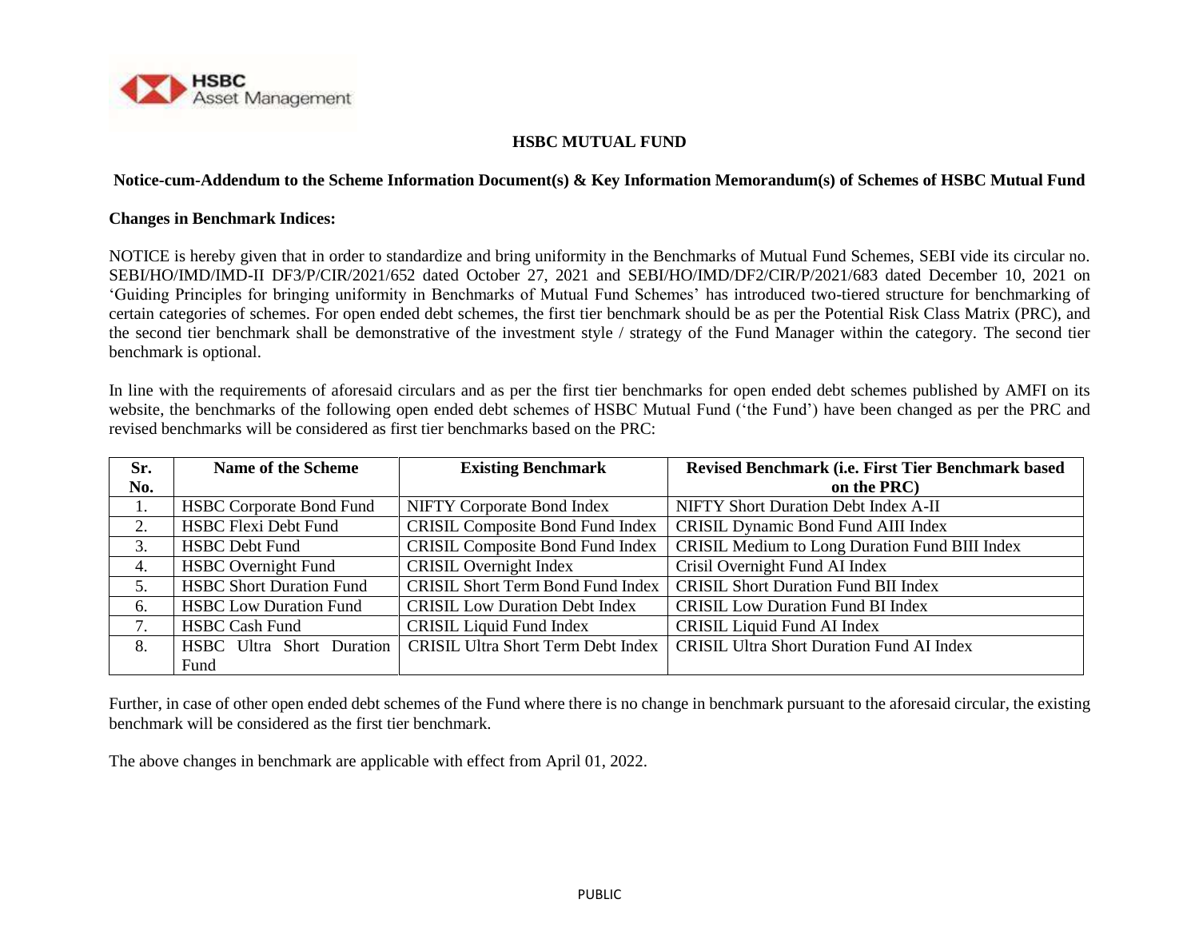# HSBC MUTUAL FUND

## Notice-cum-Addendum to the Scheme Information Document(s) & Key Information Memorandum(s) of Schemes of HSBC Mutual Fund

**Changes in Benchmark Indices:**

NOTICE is hereby given that in order to standardize and bring uniformity in the Benchmarks of Mutual Fund Schemes, SEBI vide its circular no. SEBI/HO/IMD/IMD-II DF3/P/CIR/2021/652 dated October 27, 2021 and SEBI/HO/IMD/DF2/CIR/P/2021/683 dated December 10, 2021 on 'Guiding Principles for bringing uniformity in Benchmarks of Mutual Fund Schemes' has introduced two-tiered structure for benchmarking of certain categories of schemes. For open ended debt schemes, the first tier benchmark should be as per the Potential Risk Class Matrix (PRC), and the second tier benchmark shall be demonstrative of the investment style / strategy of the Fund Manager within the category. The second tier benchmark is optional.

In line with the requirements of aforesaid circulars and as per the first tier benchmarks for open ended debt schemes published by AMFI on its website, the benchmarks of the following open ended debt schemes of HSBC Mutual Fund ('the Fund') have been changed as per the PRC and revised benchmarks will be considered as first tier benchmarks based on the PRC:

| Sr. No. | Name of the Scheme | Existing Benchmark | Revised Benchmark (i.e. First Tier Benchmark based on the PRC) |
|---|---|---|---|
| 1. | HSBC Corporate Bond Fund | NIFTY Corporate Bond Index | NIFTY Short Duration Debt Index A-II |
| 2. | HSBC Flexi Debt Fund | CRISIL Composite Bond Fund Index | CRISIL Dynamic Bond Fund AIII Index |
| 3. | HSBC Debt Fund | CRISIL Composite Bond Fund Index | CRISIL Medium to Long Duration Fund BIII Index |
| 4. | HSBC Overnight Fund | CRISIL Overnight Index | Crisil Overnight Fund AI Index |
| 5. | HSBC Short Duration Fund | CRISIL Short Term Bond Fund Index | CRISIL Short Duration Fund BII Index |
| 6. | HSBC Low Duration Fund | CRISIL Low Duration Debt Index | CRISIL Low Duration Fund BI Index |
| 7. | HSBC Cash Fund | CRISIL Liquid Fund Index | CRISIL Liquid Fund AI Index |
| 8. | HSBC Ultra Short Duration Fund | CRISIL Ultra Short Term Debt Index | CRISIL Ultra Short Duration Fund AI Index |

Further, in case of other open ended debt schemes of the Fund where there is no change in benchmark pursuant to the aforesaid circular, the existing benchmark will be considered as the first tier benchmark.

The above changes in benchmark are applicable with effect from April 01, 2022.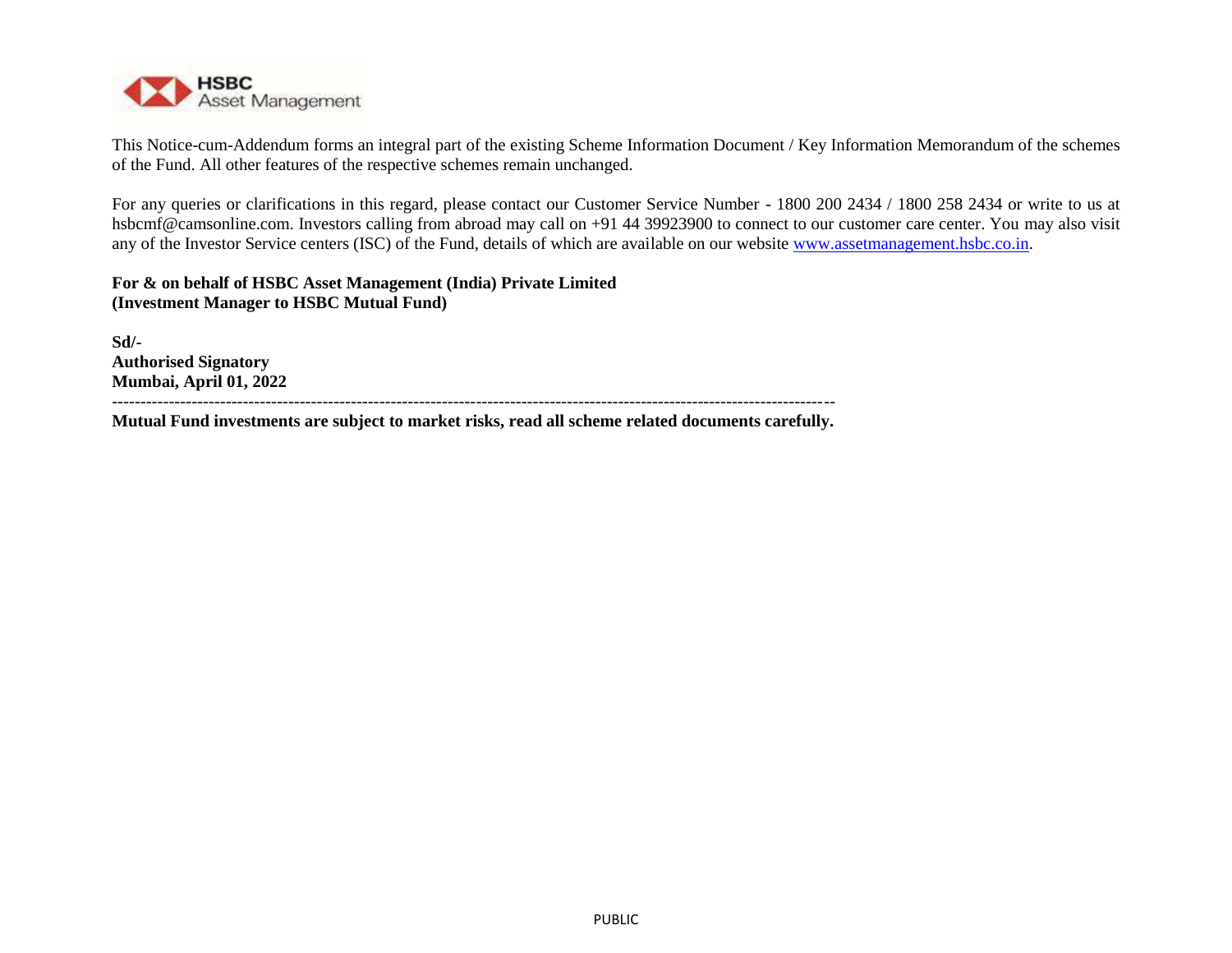This Notice-cum-Addendum forms an integral part of the existing Scheme Information Document / Key Information Memorandum of the schemes of the Fund. All other features of the respective schemes remain unchanged.

For any queries or clarifications in this regard, please contact our Customer Service Number - 1800 200 2434 / 1800 258 2434 or write to us at hsbcmf@camsonline.com. Investors calling from abroad may call on +91 44 39923900 to connect to our customer care center. You may also visit any of the Investor Service centers (ISC) of the Fund, details of which are available on our website www.assetmanagement.hsbc.co.in.

**For & on behalf of HSBC Asset Management (India) Private Limited**
**(Investment Manager to HSBC Mutual Fund)**

**Sd/-**
**Authorised Signatory**
**Mumbai, April 01, 2022**

---

**Mutual Fund investments are subject to market risks, read all scheme related documents carefully.**